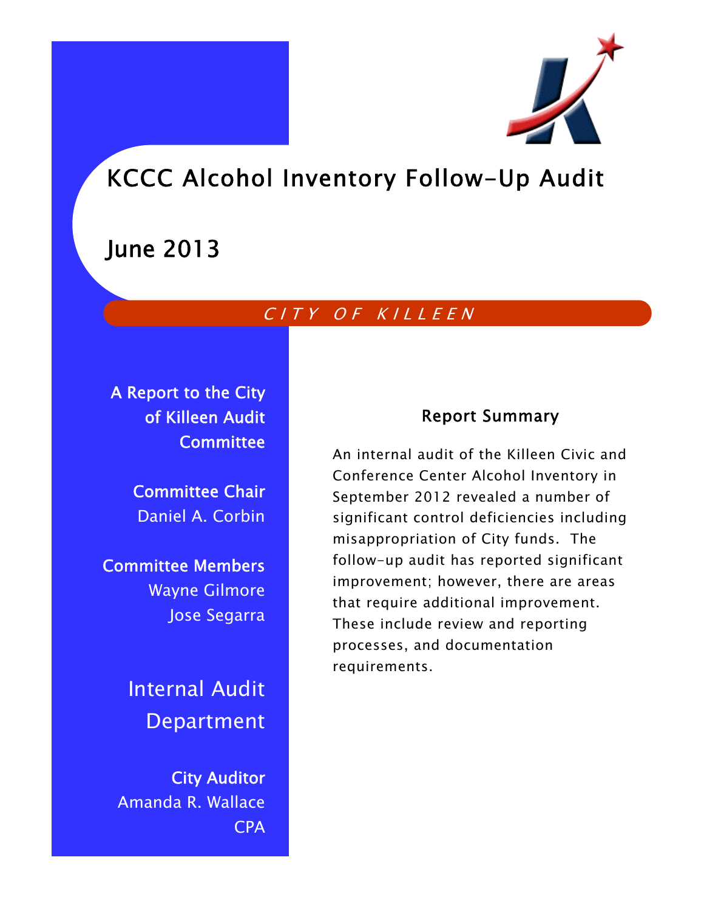# KCCC Alcohol Inventory Follow-Up Audit

## June 2013

*CITY OF KILLEEN*

**A Report to the City of Killeen Audit Committee**

**Committee Chair**
Daniel A. Corbin

**Committee Members**
Wayne Gilmore
Jose Segarra

**Internal Audit Department**

**City Auditor**
Amanda R. Wallace
CPA

### Report Summary

An internal audit of the Killeen Civic and Conference Center Alcohol Inventory in September 2012 revealed a number of significant control deficiencies including misappropriation of City funds. The follow-up audit has reported significant improvement; however, there are areas that require additional improvement. These include review and reporting processes, and documentation requirements.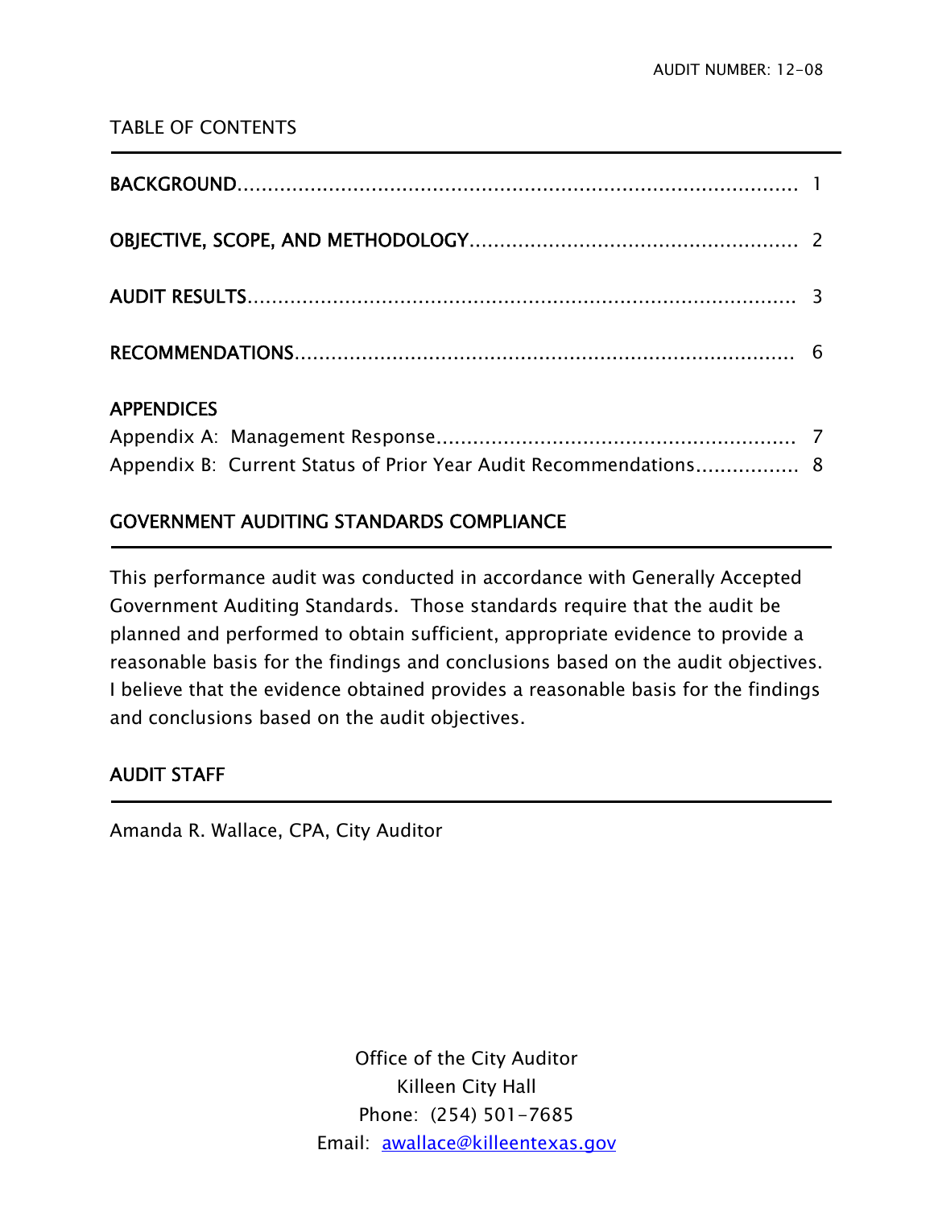AUDIT NUMBER: 12-08

## TABLE OF CONTENTS

| | |
|---|---|
| BACKGROUND | 1 |
| OBJECTIVE, SCOPE, AND METHODOLOGY | 2 |
| AUDIT RESULTS | 3 |
| RECOMMENDATIONS | 6 |
| **APPENDICES** | |
| Appendix A: Management Response | 7 |
| Appendix B: Current Status of Prior Year Audit Recommendations | 8 |

## GOVERNMENT AUDITING STANDARDS COMPLIANCE

This performance audit was conducted in accordance with Generally Accepted Government Auditing Standards. Those standards require that the audit be planned and performed to obtain sufficient, appropriate evidence to provide a reasonable basis for the findings and conclusions based on the audit objectives. I believe that the evidence obtained provides a reasonable basis for the findings and conclusions based on the audit objectives.

## AUDIT STAFF

Amanda R. Wallace, CPA, City Auditor

Office of the City Auditor
Killeen City Hall
Phone: (254) 501-7685
Email: awallace@killeentexas.gov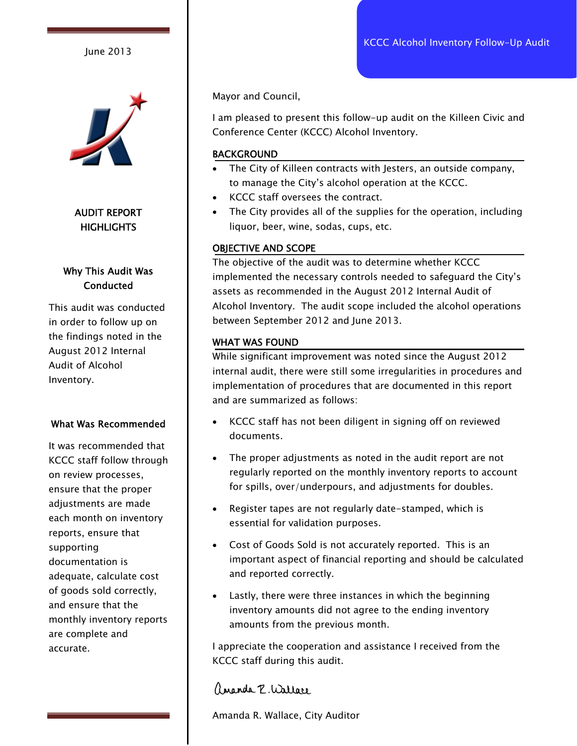June 2013

## AUDIT REPORT HIGHLIGHTS

### Why This Audit Was Conducted

This audit was conducted in order to follow up on the findings noted in the August 2012 Internal Audit of Alcohol Inventory.

### What Was Recommended

It was recommended that KCCC staff follow through on review processes, ensure that the proper adjustments are made each month on inventory reports, ensure that supporting documentation is adequate, calculate cost of goods sold correctly, and ensure that the monthly inventory reports are complete and accurate.

# KCCC Alcohol Inventory Follow-Up Audit

Mayor and Council,

I am pleased to present this follow-up audit on the Killeen Civic and Conference Center (KCCC) Alcohol Inventory.

## BACKGROUND

- The City of Killeen contracts with Jesters, an outside company, to manage the City's alcohol operation at the KCCC.
- KCCC staff oversees the contract.
- The City provides all of the supplies for the operation, including liquor, beer, wine, sodas, cups, etc.

## OBJECTIVE AND SCOPE

The objective of the audit was to determine whether KCCC implemented the necessary controls needed to safeguard the City's assets as recommended in the August 2012 Internal Audit of Alcohol Inventory. The audit scope included the alcohol operations between September 2012 and June 2013.

## WHAT WAS FOUND

While significant improvement was noted since the August 2012 internal audit, there were still some irregularities in procedures and implementation of procedures that are documented in this report and are summarized as follows:

- KCCC staff has not been diligent in signing off on reviewed documents.
- The proper adjustments as noted in the audit report are not regularly reported on the monthly inventory reports to account for spills, over/underpours, and adjustments for doubles.
- Register tapes are not regularly date-stamped, which is essential for validation purposes.
- Cost of Goods Sold is not accurately reported. This is an important aspect of financial reporting and should be calculated and reported correctly.
- Lastly, there were three instances in which the beginning inventory amounts did not agree to the ending inventory amounts from the previous month.

I appreciate the cooperation and assistance I received from the KCCC staff during this audit.

Amanda R. Wallace

Amanda R. Wallace, City Auditor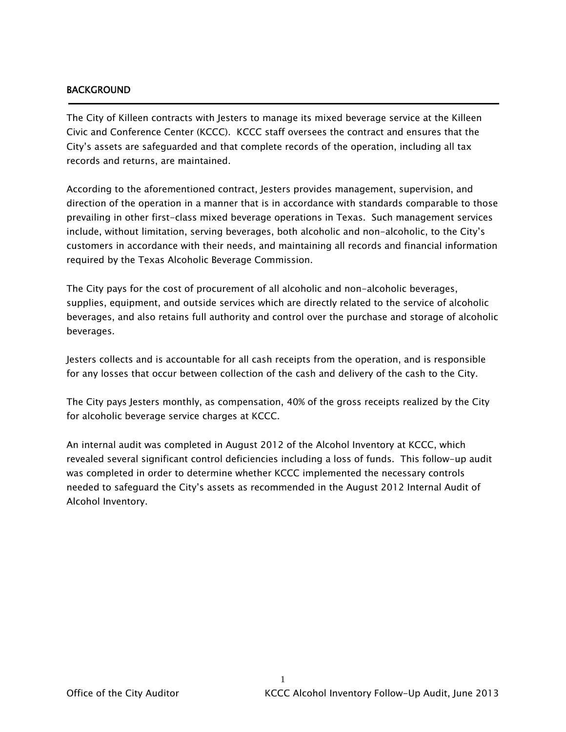## BACKGROUND

The City of Killeen contracts with Jesters to manage its mixed beverage service at the Killeen Civic and Conference Center (KCCC). KCCC staff oversees the contract and ensures that the City's assets are safeguarded and that complete records of the operation, including all tax records and returns, are maintained.

According to the aforementioned contract, Jesters provides management, supervision, and direction of the operation in a manner that is in accordance with standards comparable to those prevailing in other first-class mixed beverage operations in Texas. Such management services include, without limitation, serving beverages, both alcoholic and non-alcoholic, to the City's customers in accordance with their needs, and maintaining all records and financial information required by the Texas Alcoholic Beverage Commission.

The City pays for the cost of procurement of all alcoholic and non-alcoholic beverages, supplies, equipment, and outside services which are directly related to the service of alcoholic beverages, and also retains full authority and control over the purchase and storage of alcoholic beverages.

Jesters collects and is accountable for all cash receipts from the operation, and is responsible for any losses that occur between collection of the cash and delivery of the cash to the City.

The City pays Jesters monthly, as compensation, 40% of the gross receipts realized by the City for alcoholic beverage service charges at KCCC.

An internal audit was completed in August 2012 of the Alcohol Inventory at KCCC, which revealed several significant control deficiencies including a loss of funds. This follow-up audit was completed in order to determine whether KCCC implemented the necessary controls needed to safeguard the City's assets as recommended in the August 2012 Internal Audit of Alcohol Inventory.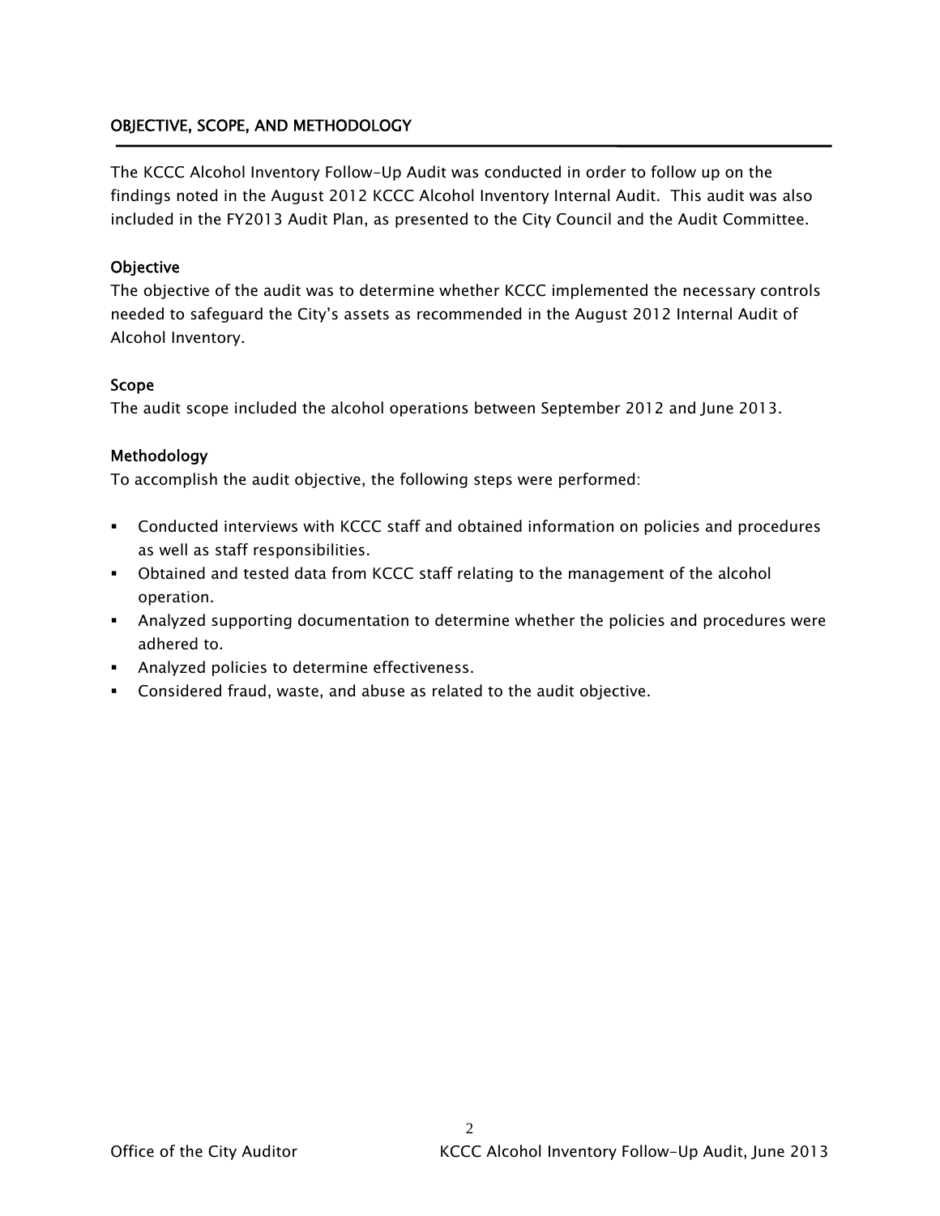## OBJECTIVE, SCOPE, AND METHODOLOGY

The KCCC Alcohol Inventory Follow-Up Audit was conducted in order to follow up on the findings noted in the August 2012 KCCC Alcohol Inventory Internal Audit. This audit was also included in the FY2013 Audit Plan, as presented to the City Council and the Audit Committee.

### Objective

The objective of the audit was to determine whether KCCC implemented the necessary controls needed to safeguard the City's assets as recommended in the August 2012 Internal Audit of Alcohol Inventory.

### Scope

The audit scope included the alcohol operations between September 2012 and June 2013.

### Methodology

To accomplish the audit objective, the following steps were performed:

- Conducted interviews with KCCC staff and obtained information on policies and procedures as well as staff responsibilities.
- Obtained and tested data from KCCC staff relating to the management of the alcohol operation.
- Analyzed supporting documentation to determine whether the policies and procedures were adhered to.
- Analyzed policies to determine effectiveness.
- Considered fraud, waste, and abuse as related to the audit objective.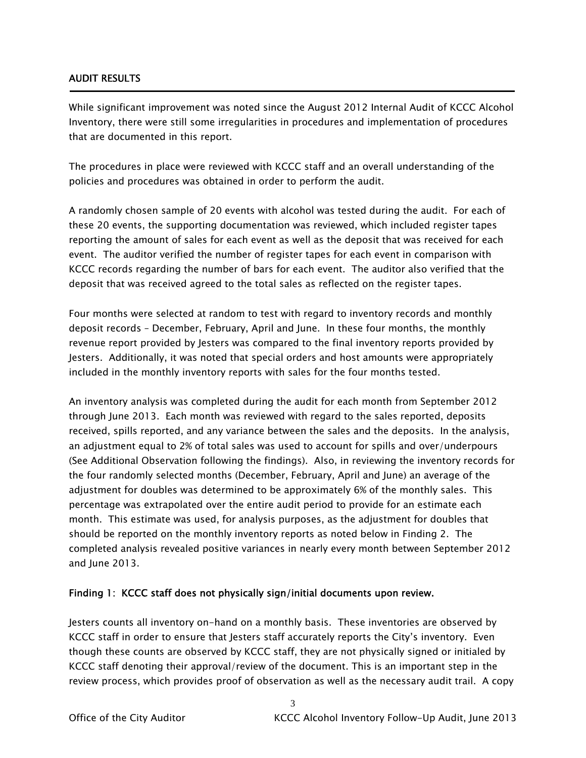## AUDIT RESULTS

While significant improvement was noted since the August 2012 Internal Audit of KCCC Alcohol Inventory, there were still some irregularities in procedures and implementation of procedures that are documented in this report.

The procedures in place were reviewed with KCCC staff and an overall understanding of the policies and procedures was obtained in order to perform the audit.

A randomly chosen sample of 20 events with alcohol was tested during the audit. For each of these 20 events, the supporting documentation was reviewed, which included register tapes reporting the amount of sales for each event as well as the deposit that was received for each event. The auditor verified the number of register tapes for each event in comparison with KCCC records regarding the number of bars for each event. The auditor also verified that the deposit that was received agreed to the total sales as reflected on the register tapes.

Four months were selected at random to test with regard to inventory records and monthly deposit records – December, February, April and June. In these four months, the monthly revenue report provided by Jesters was compared to the final inventory reports provided by Jesters. Additionally, it was noted that special orders and host amounts were appropriately included in the monthly inventory reports with sales for the four months tested.

An inventory analysis was completed during the audit for each month from September 2012 through June 2013. Each month was reviewed with regard to the sales reported, deposits received, spills reported, and any variance between the sales and the deposits. In the analysis, an adjustment equal to 2% of total sales was used to account for spills and over/underpours (See Additional Observation following the findings). Also, in reviewing the inventory records for the four randomly selected months (December, February, April and June) an average of the adjustment for doubles was determined to be approximately 6% of the monthly sales. This percentage was extrapolated over the entire audit period to provide for an estimate each month. This estimate was used, for analysis purposes, as the adjustment for doubles that should be reported on the monthly inventory reports as noted below in Finding 2. The completed analysis revealed positive variances in nearly every month between September 2012 and June 2013.

### Finding 1: KCCC staff does not physically sign/initial documents upon review.

Jesters counts all inventory on-hand on a monthly basis. These inventories are observed by KCCC staff in order to ensure that Jesters staff accurately reports the City's inventory. Even though these counts are observed by KCCC staff, they are not physically signed or initialed by KCCC staff denoting their approval/review of the document. This is an important step in the review process, which provides proof of observation as well as the necessary audit trail. A copy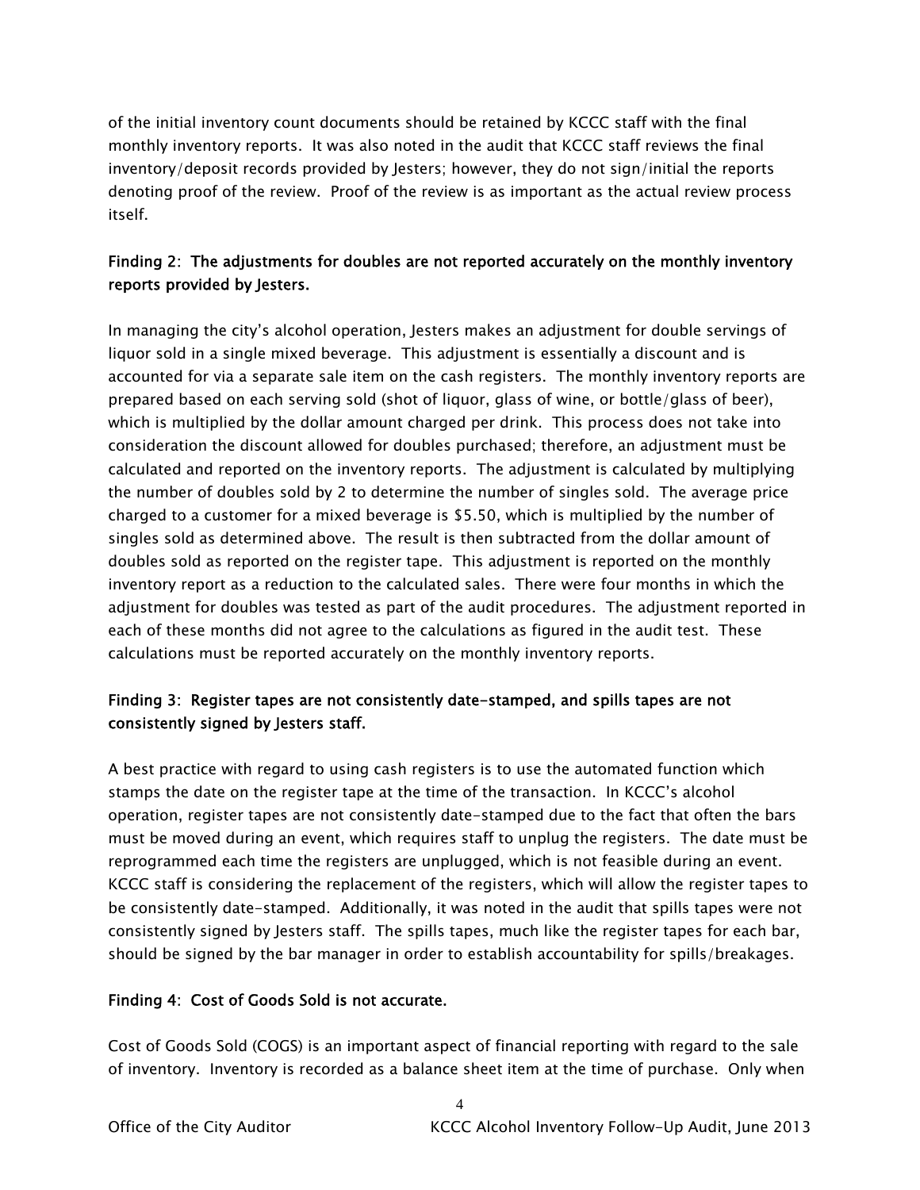of the initial inventory count documents should be retained by KCCC staff with the final monthly inventory reports. It was also noted in the audit that KCCC staff reviews the final inventory/deposit records provided by Jesters; however, they do not sign/initial the reports denoting proof of the review. Proof of the review is as important as the actual review process itself.

**Finding 2: The adjustments for doubles are not reported accurately on the monthly inventory reports provided by Jesters.**

In managing the city's alcohol operation, Jesters makes an adjustment for double servings of liquor sold in a single mixed beverage. This adjustment is essentially a discount and is accounted for via a separate sale item on the cash registers. The monthly inventory reports are prepared based on each serving sold (shot of liquor, glass of wine, or bottle/glass of beer), which is multiplied by the dollar amount charged per drink. This process does not take into consideration the discount allowed for doubles purchased; therefore, an adjustment must be calculated and reported on the inventory reports. The adjustment is calculated by multiplying the number of doubles sold by 2 to determine the number of singles sold. The average price charged to a customer for a mixed beverage is $5.50, which is multiplied by the number of singles sold as determined above. The result is then subtracted from the dollar amount of doubles sold as reported on the register tape. This adjustment is reported on the monthly inventory report as a reduction to the calculated sales. There were four months in which the adjustment for doubles was tested as part of the audit procedures. The adjustment reported in each of these months did not agree to the calculations as figured in the audit test. These calculations must be reported accurately on the monthly inventory reports.

**Finding 3: Register tapes are not consistently date-stamped, and spills tapes are not consistently signed by Jesters staff.**

A best practice with regard to using cash registers is to use the automated function which stamps the date on the register tape at the time of the transaction. In KCCC's alcohol operation, register tapes are not consistently date-stamped due to the fact that often the bars must be moved during an event, which requires staff to unplug the registers. The date must be reprogrammed each time the registers are unplugged, which is not feasible during an event. KCCC staff is considering the replacement of the registers, which will allow the register tapes to be consistently date-stamped. Additionally, it was noted in the audit that spills tapes were not consistently signed by Jesters staff. The spills tapes, much like the register tapes for each bar, should be signed by the bar manager in order to establish accountability for spills/breakages.

**Finding 4: Cost of Goods Sold is not accurate.**

Cost of Goods Sold (COGS) is an important aspect of financial reporting with regard to the sale of inventory. Inventory is recorded as a balance sheet item at the time of purchase. Only when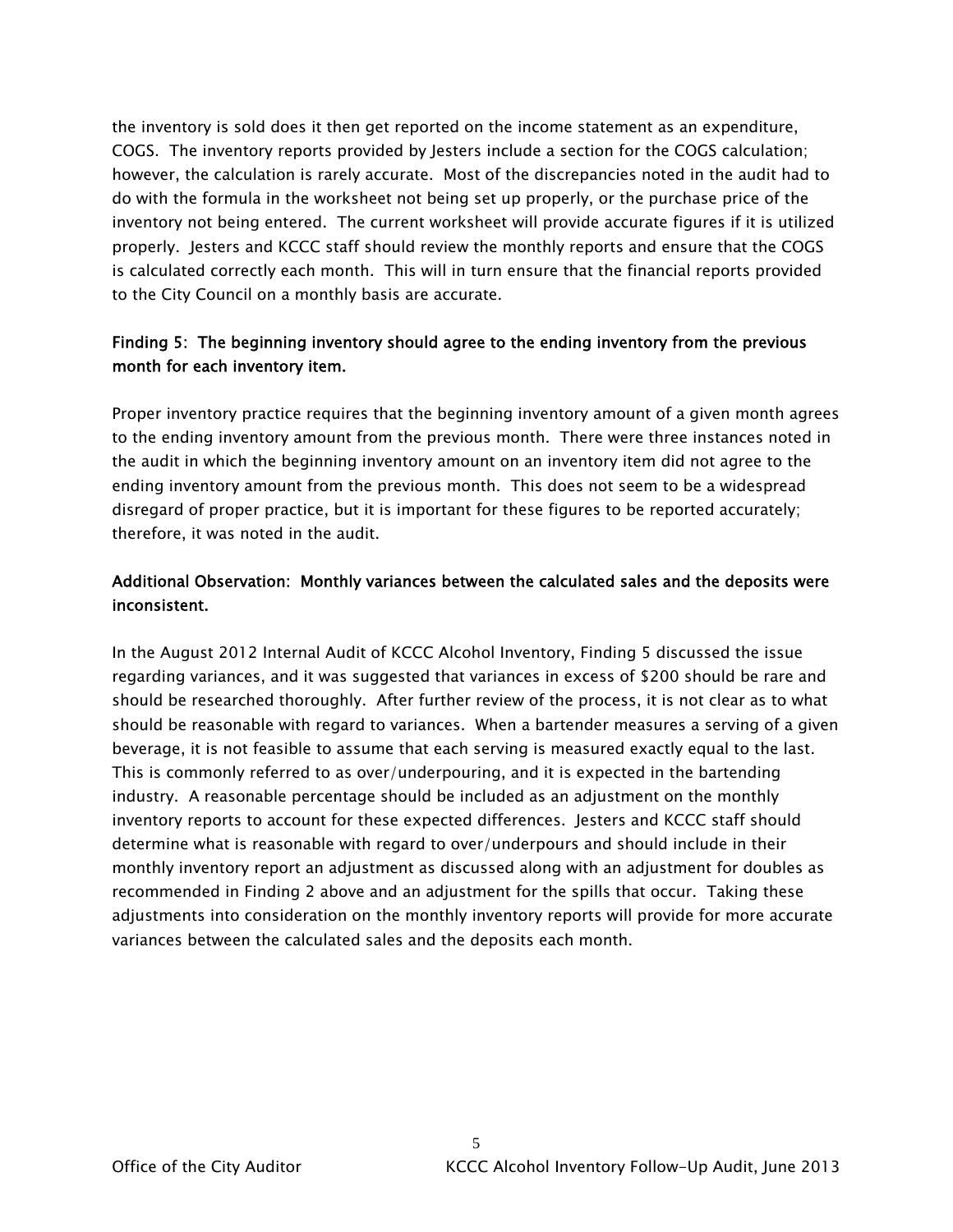the inventory is sold does it then get reported on the income statement as an expenditure, COGS. The inventory reports provided by Jesters include a section for the COGS calculation; however, the calculation is rarely accurate. Most of the discrepancies noted in the audit had to do with the formula in the worksheet not being set up properly, or the purchase price of the inventory not being entered. The current worksheet will provide accurate figures if it is utilized properly. Jesters and KCCC staff should review the monthly reports and ensure that the COGS is calculated correctly each month. This will in turn ensure that the financial reports provided to the City Council on a monthly basis are accurate.

**Finding 5: The beginning inventory should agree to the ending inventory from the previous month for each inventory item.**

Proper inventory practice requires that the beginning inventory amount of a given month agrees to the ending inventory amount from the previous month. There were three instances noted in the audit in which the beginning inventory amount on an inventory item did not agree to the ending inventory amount from the previous month. This does not seem to be a widespread disregard of proper practice, but it is important for these figures to be reported accurately; therefore, it was noted in the audit.

**Additional Observation: Monthly variances between the calculated sales and the deposits were inconsistent.**

In the August 2012 Internal Audit of KCCC Alcohol Inventory, Finding 5 discussed the issue regarding variances, and it was suggested that variances in excess of $200 should be rare and should be researched thoroughly. After further review of the process, it is not clear as to what should be reasonable with regard to variances. When a bartender measures a serving of a given beverage, it is not feasible to assume that each serving is measured exactly equal to the last. This is commonly referred to as over/underpouring, and it is expected in the bartending industry. A reasonable percentage should be included as an adjustment on the monthly inventory reports to account for these expected differences. Jesters and KCCC staff should determine what is reasonable with regard to over/underpours and should include in their monthly inventory report an adjustment as discussed along with an adjustment for doubles as recommended in Finding 2 above and an adjustment for the spills that occur. Taking these adjustments into consideration on the monthly inventory reports will provide for more accurate variances between the calculated sales and the deposits each month.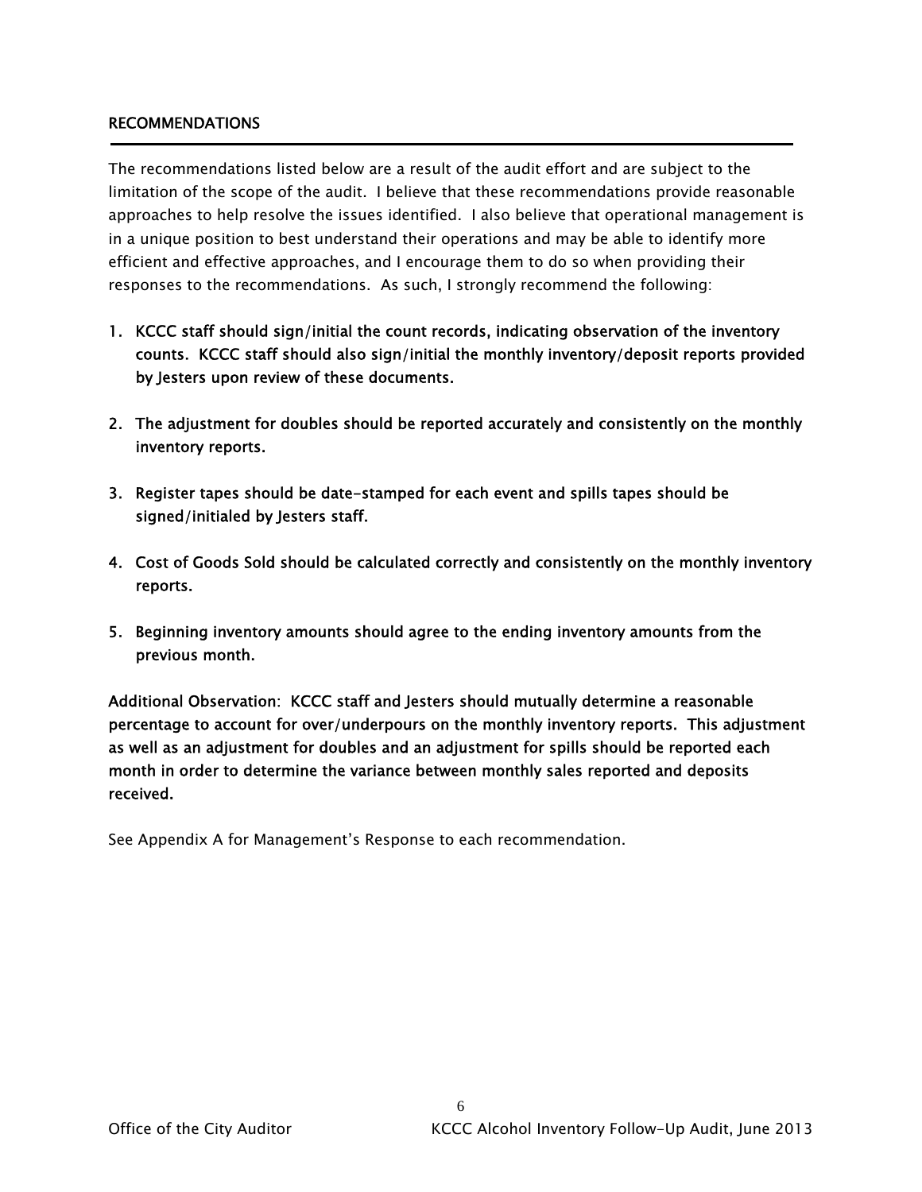## RECOMMENDATIONS

The recommendations listed below are a result of the audit effort and are subject to the limitation of the scope of the audit. I believe that these recommendations provide reasonable approaches to help resolve the issues identified. I also believe that operational management is in a unique position to best understand their operations and may be able to identify more efficient and effective approaches, and I encourage them to do so when providing their responses to the recommendations. As such, I strongly recommend the following:

1. **KCCC staff should sign/initial the count records, indicating observation of the inventory counts. KCCC staff should also sign/initial the monthly inventory/deposit reports provided by Jesters upon review of these documents.**

2. **The adjustment for doubles should be reported accurately and consistently on the monthly inventory reports.**

3. **Register tapes should be date-stamped for each event and spills tapes should be signed/initialed by Jesters staff.**

4. **Cost of Goods Sold should be calculated correctly and consistently on the monthly inventory reports.**

5. **Beginning inventory amounts should agree to the ending inventory amounts from the previous month.**

**Additional Observation: KCCC staff and Jesters should mutually determine a reasonable percentage to account for over/underpours on the monthly inventory reports. This adjustment as well as an adjustment for doubles and an adjustment for spills should be reported each month in order to determine the variance between monthly sales reported and deposits received.**

See Appendix A for Management's Response to each recommendation.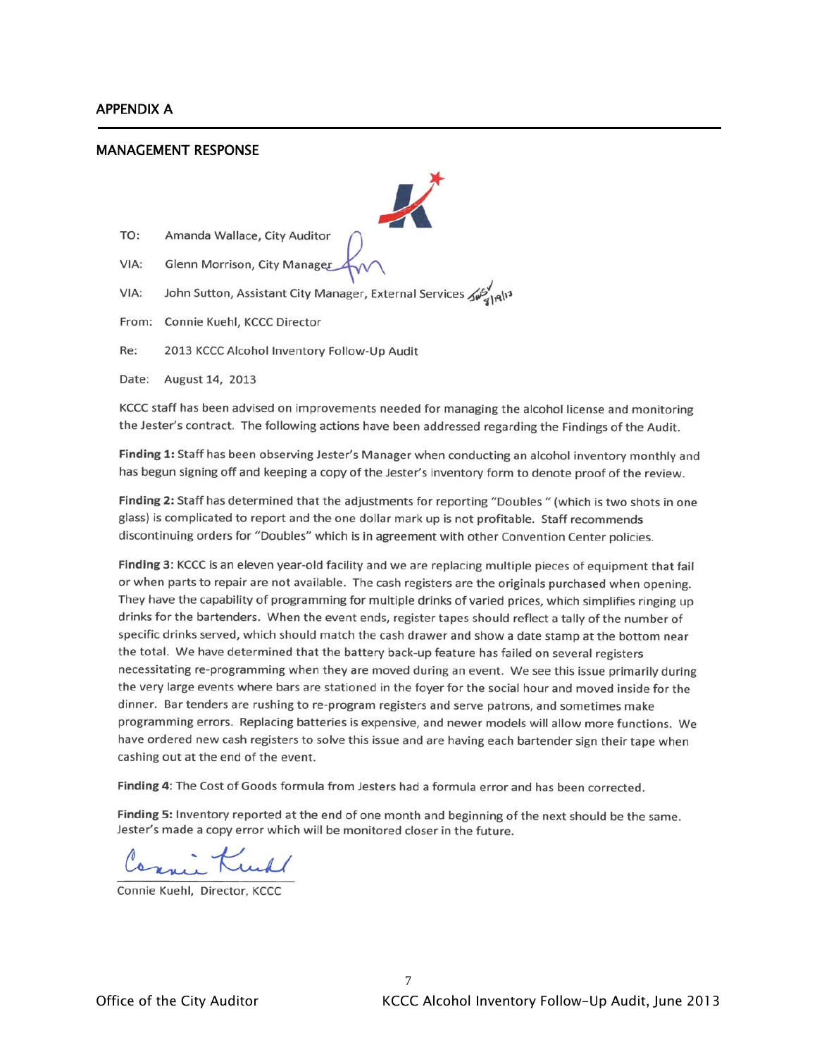## APPENDIX A

## MANAGEMENT RESPONSE

TO: Amanda Wallace, City Auditor

VIA: Glenn Morrison, City Manager

VIA: John Sutton, Assistant City Manager, External Services

From: Connie Kuehl, KCCC Director

Re: 2013 KCCC Alcohol Inventory Follow-Up Audit

Date: August 14, 2013

KCCC staff has been advised on improvements needed for managing the alcohol license and monitoring the Jester's contract. The following actions have been addressed regarding the Findings of the Audit.

**Finding 1:** Staff has been observing Jester's Manager when conducting an alcohol inventory monthly and has begun signing off and keeping a copy of the Jester's inventory form to denote proof of the review.

**Finding 2:** Staff has determined that the adjustments for reporting "Doubles " (which is two shots in one glass) is complicated to report and the one dollar mark up is not profitable. Staff recommends discontinuing orders for "Doubles" which is in agreement with other Convention Center policies.

**Finding 3**: KCCC is an eleven year-old facility and we are replacing multiple pieces of equipment that fail or when parts to repair are not available. The cash registers are the originals purchased when opening. They have the capability of programming for multiple drinks of varied prices, which simplifies ringing up drinks for the bartenders. When the event ends, register tapes should reflect a tally of the number of specific drinks served, which should match the cash drawer and show a date stamp at the bottom near the total. We have determined that the battery back-up feature has failed on several registers necessitating re-programming when they are moved during an event. We see this issue primarily during the very large events where bars are stationed in the foyer for the social hour and moved inside for the dinner. Bar tenders are rushing to re-program registers and serve patrons, and sometimes make programming errors. Replacing batteries is expensive, and newer models will allow more functions. We have ordered new cash registers to solve this issue and are having each bartender sign their tape when cashing out at the end of the event.

**Finding 4**: The Cost of Goods formula from Jesters had a formula error and has been corrected.

**Finding 5:** Inventory reported at the end of one month and beginning of the next should be the same. Jester's made a copy error which will be monitored closer in the future.

Connie Kuehl, Director, KCCC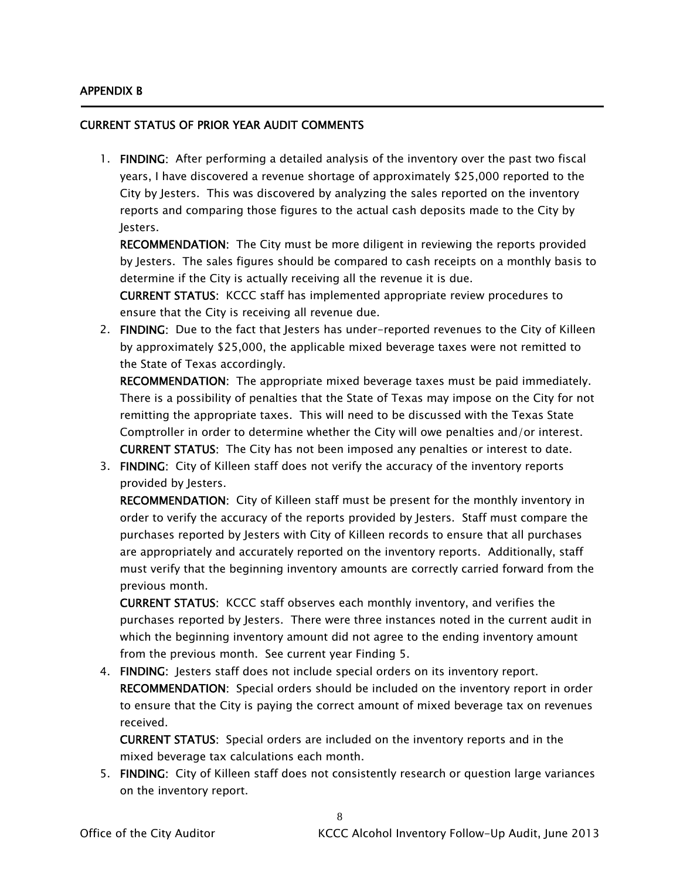**APPENDIX B**

---

**CURRENT STATUS OF PRIOR YEAR AUDIT COMMENTS**

1. **FINDING:** After performing a detailed analysis of the inventory over the past two fiscal years, I have discovered a revenue shortage of approximately $25,000 reported to the City by Jesters. This was discovered by analyzing the sales reported on the inventory reports and comparing those figures to the actual cash deposits made to the City by Jesters.
   **RECOMMENDATION:** The City must be more diligent in reviewing the reports provided by Jesters. The sales figures should be compared to cash receipts on a monthly basis to determine if the City is actually receiving all the revenue it is due.
   **CURRENT STATUS:** KCCC staff has implemented appropriate review procedures to ensure that the City is receiving all revenue due.
2. **FINDING:** Due to the fact that Jesters has under-reported revenues to the City of Killeen by approximately $25,000, the applicable mixed beverage taxes were not remitted to the State of Texas accordingly.
   **RECOMMENDATION:** The appropriate mixed beverage taxes must be paid immediately. There is a possibility of penalties that the State of Texas may impose on the City for not remitting the appropriate taxes. This will need to be discussed with the Texas State Comptroller in order to determine whether the City will owe penalties and/or interest.
   **CURRENT STATUS:** The City has not been imposed any penalties or interest to date.
3. **FINDING:** City of Killeen staff does not verify the accuracy of the inventory reports provided by Jesters.
   **RECOMMENDATION:** City of Killeen staff must be present for the monthly inventory in order to verify the accuracy of the reports provided by Jesters. Staff must compare the purchases reported by Jesters with City of Killeen records to ensure that all purchases are appropriately and accurately reported on the inventory reports. Additionally, staff must verify that the beginning inventory amounts are correctly carried forward from the previous month.
   **CURRENT STATUS:** KCCC staff observes each monthly inventory, and verifies the purchases reported by Jesters. There were three instances noted in the current audit in which the beginning inventory amount did not agree to the ending inventory amount from the previous month. See current year Finding 5.
4. **FINDING:** Jesters staff does not include special orders on its inventory report.
   **RECOMMENDATION:** Special orders should be included on the inventory report in order to ensure that the City is paying the correct amount of mixed beverage tax on revenues received.
   **CURRENT STATUS:** Special orders are included on the inventory reports and in the mixed beverage tax calculations each month.
5. **FINDING:** City of Killeen staff does not consistently research or question large variances on the inventory report.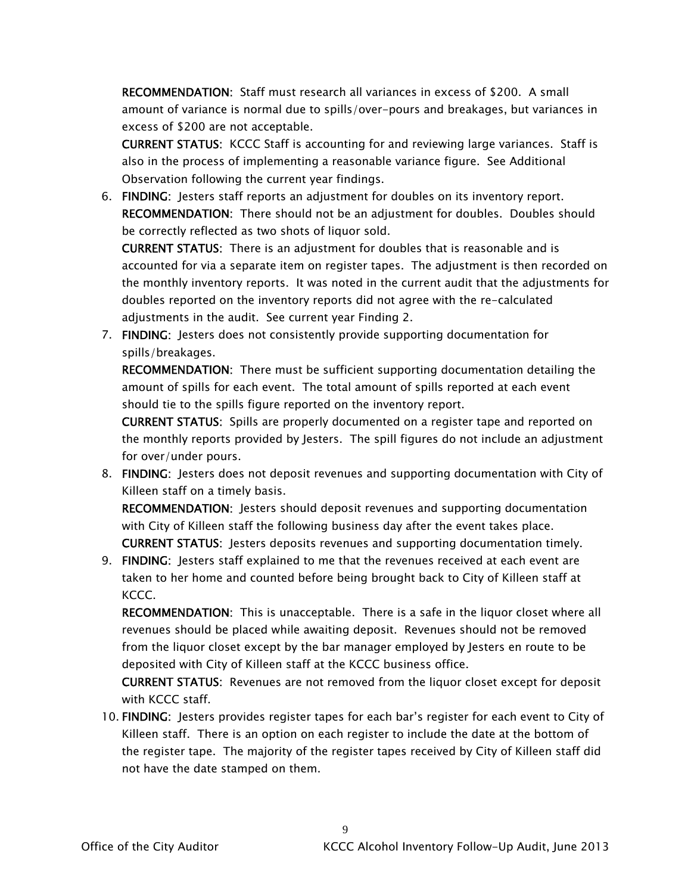**RECOMMENDATION**: Staff must research all variances in excess of $200. A small amount of variance is normal due to spills/over-pours and breakages, but variances in excess of $200 are not acceptable.

**CURRENT STATUS**: KCCC Staff is accounting for and reviewing large variances. Staff is also in the process of implementing a reasonable variance figure. See Additional Observation following the current year findings.

6. **FINDING**: Jesters staff reports an adjustment for doubles on its inventory report.

   **RECOMMENDATION**: There should not be an adjustment for doubles. Doubles should be correctly reflected as two shots of liquor sold.

   **CURRENT STATUS**: There is an adjustment for doubles that is reasonable and is accounted for via a separate item on register tapes. The adjustment is then recorded on the monthly inventory reports. It was noted in the current audit that the adjustments for doubles reported on the inventory reports did not agree with the re-calculated adjustments in the audit. See current year Finding 2.

7. **FINDING**: Jesters does not consistently provide supporting documentation for spills/breakages.

   **RECOMMENDATION**: There must be sufficient supporting documentation detailing the amount of spills for each event. The total amount of spills reported at each event should tie to the spills figure reported on the inventory report.

   **CURRENT STATUS**: Spills are properly documented on a register tape and reported on the monthly reports provided by Jesters. The spill figures do not include an adjustment for over/under pours.

8. **FINDING**: Jesters does not deposit revenues and supporting documentation with City of Killeen staff on a timely basis.

   **RECOMMENDATION**: Jesters should deposit revenues and supporting documentation with City of Killeen staff the following business day after the event takes place.

   **CURRENT STATUS**: Jesters deposits revenues and supporting documentation timely.

9. **FINDING**: Jesters staff explained to me that the revenues received at each event are taken to her home and counted before being brought back to City of Killeen staff at KCCC.

   **RECOMMENDATION**: This is unacceptable. There is a safe in the liquor closet where all revenues should be placed while awaiting deposit. Revenues should not be removed from the liquor closet except by the bar manager employed by Jesters en route to be deposited with City of Killeen staff at the KCCC business office.

   **CURRENT STATUS**: Revenues are not removed from the liquor closet except for deposit with KCCC staff.

10. **FINDING**: Jesters provides register tapes for each bar's register for each event to City of Killeen staff. There is an option on each register to include the date at the bottom of the register tape. The majority of the register tapes received by City of Killeen staff did not have the date stamped on them.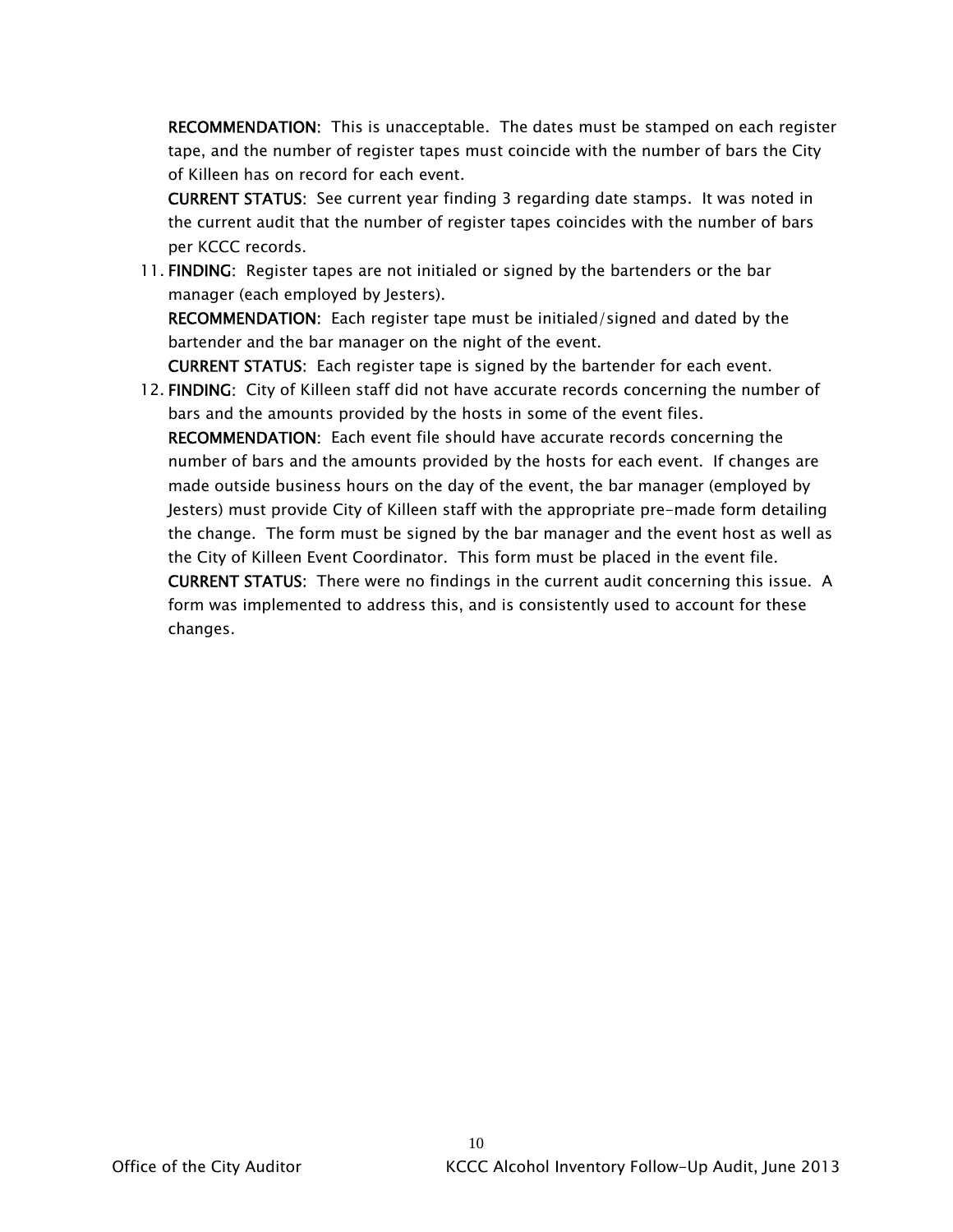**RECOMMENDATION**: This is unacceptable. The dates must be stamped on each register tape, and the number of register tapes must coincide with the number of bars the City of Killeen has on record for each event.

**CURRENT STATUS**: See current year finding 3 regarding date stamps. It was noted in the current audit that the number of register tapes coincides with the number of bars per KCCC records.

11. **FINDING**: Register tapes are not initialed or signed by the bartenders or the bar manager (each employed by Jesters).

    **RECOMMENDATION**: Each register tape must be initialed/signed and dated by the bartender and the bar manager on the night of the event.

    **CURRENT STATUS**: Each register tape is signed by the bartender for each event.

12. **FINDING**: City of Killeen staff did not have accurate records concerning the number of bars and the amounts provided by the hosts in some of the event files.

    **RECOMMENDATION**: Each event file should have accurate records concerning the number of bars and the amounts provided by the hosts for each event. If changes are made outside business hours on the day of the event, the bar manager (employed by Jesters) must provide City of Killeen staff with the appropriate pre-made form detailing the change. The form must be signed by the bar manager and the event host as well as the City of Killeen Event Coordinator. This form must be placed in the event file.

    **CURRENT STATUS**: There were no findings in the current audit concerning this issue. A form was implemented to address this, and is consistently used to account for these changes.